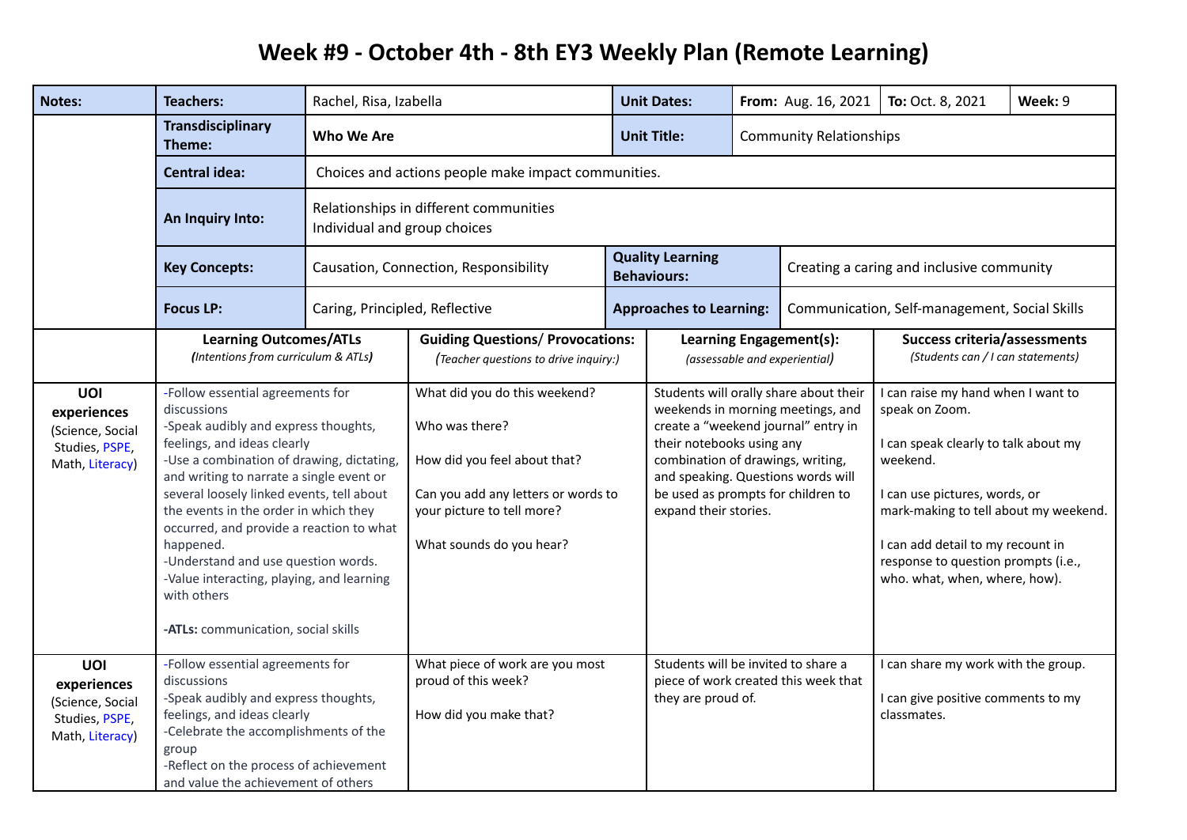# Week #9 - October 4th - 8th EY3 Weekly Plan (Remote Learning)

| Notes: | Teachers: | Rachel, Risa, Izabella | Unit Dates: | From: Aug. 16, 2021 | To: Oct. 8, 2021 | Week: 9 |
|---|---|---|---|---|---|---|
| | **Transdisciplinary Theme:** | **Who We Are** | **Unit Title:** | Community Relationships | | |
| | **Central idea:** | Choices and actions people make impact communities. | | | | |
| | **An Inquiry Into:** | Relationships in different communities<br>Individual and group choices | | | | |
| | **Key Concepts:** | Causation, Connection, Responsibility | **Quality Learning Behaviours:** | Creating a caring and inclusive community | | |
| | **Focus LP:** | Caring, Principled, Reflective | **Approaches to Learning:** | Communication, Self-management, Social Skills | | |

| | **Learning Outcomes/ATLs**<br>*(Intentions from curriculum & ATLs)* | **Guiding Questions/ Provocations:**<br>*(Teacher questions to drive inquiry:)* | **Learning Engagement(s):**<br>*(assessable and experiential)* | **Success criteria/assessments**<br>*(Students can / I can statements)* |
|---|---|---|---|---|
| **UOI experiences** (Science, Social Studies, PSPE, Math, Literacy) | -Follow essential agreements for discussions<br>-Speak audibly and express thoughts, feelings, and ideas clearly<br>-Use a combination of drawing, dictating, and writing to narrate a single event or several loosely linked events, tell about the events in the order in which they occurred, and provide a reaction to what happened.<br>-Understand and use question words.<br>-Value interacting, playing, and learning with others<br><br>**-ATLs:** communication, social skills | What did you do this weekend?<br><br>Who was there?<br><br>How did you feel about that?<br><br>Can you add any letters or words to your picture to tell more?<br><br>What sounds do you hear? | Students will orally share about their weekends in morning meetings, and create a "weekend journal" entry in their notebooks using any combination of drawings, writing, and speaking. Questions words will be used as prompts for children to expand their stories. | I can raise my hand when I want to speak on Zoom.<br><br>I can speak clearly to talk about my weekend.<br><br>I can use pictures, words, or mark-making to tell about my weekend.<br><br>I can add detail to my recount in response to question prompts (i.e., who. what, when, where, how). |
| **UOI experiences** (Science, Social Studies, PSPE, Math, Literacy) | -Follow essential agreements for discussions<br>-Speak audibly and express thoughts, feelings, and ideas clearly<br>-Celebrate the accomplishments of the group<br>-Reflect on the process of achievement and value the achievement of others | What piece of work are you most proud of this week?<br><br>How did you make that? | Students will be invited to share a piece of work created this week that they are proud of. | I can share my work with the group.<br><br>I can give positive comments to my classmates. |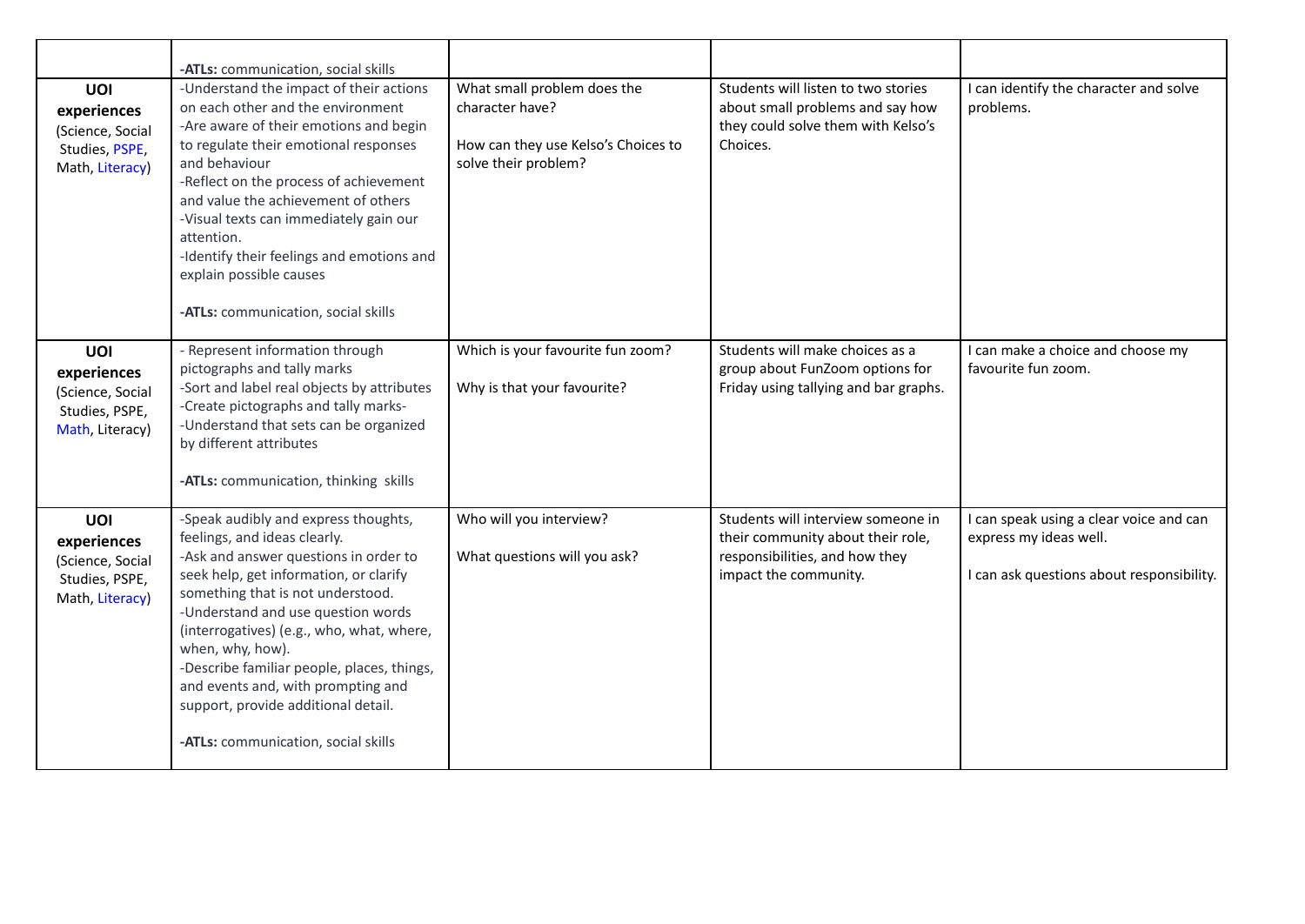| | | | | |
|---|---|---|---|---|
| | -**ATLs:** communication, social skills | | | |
| **UOI experiences** (Science, Social Studies, PSPE, Math, Literacy) | -Understand the impact of their actions on each other and the environment<br>-Are aware of their emotions and begin to regulate their emotional responses and behaviour<br>-Reflect on the process of achievement and value the achievement of others<br>-Visual texts can immediately gain our attention.<br>-Identify their feelings and emotions and explain possible causes<br><br>-**ATLs:** communication, social skills | What small problem does the character have?<br><br>How can they use Kelso's Choices to solve their problem? | Students will listen to two stories about small problems and say how they could solve them with Kelso's Choices. | I can identify the character and solve problems. |
| **UOI experiences** (Science, Social Studies, PSPE, Math, Literacy) | - Represent information through pictographs and tally marks<br>-Sort and label real objects by attributes<br>-Create pictographs and tally marks-<br>-Understand that sets can be organized by different attributes<br><br>-**ATLs:** communication, thinking skills | Which is your favourite fun zoom?<br><br>Why is that your favourite? | Students will make choices as a group about FunZoom options for Friday using tallying and bar graphs. | I can make a choice and choose my favourite fun zoom. |
| **UOI experiences** (Science, Social Studies, PSPE, Math, Literacy) | -Speak audibly and express thoughts, feelings, and ideas clearly.<br>-Ask and answer questions in order to seek help, get information, or clarify something that is not understood.<br>-Understand and use question words (interrogatives) (e.g., who, what, where, when, why, how).<br>-Describe familiar people, places, things, and events and, with prompting and support, provide additional detail.<br><br>-**ATLs:** communication, social skills | Who will you interview?<br><br>What questions will you ask? | Students will interview someone in their community about their role, responsibilities, and how they impact the community. | I can speak using a clear voice and can express my ideas well.<br><br>I can ask questions about responsibility. |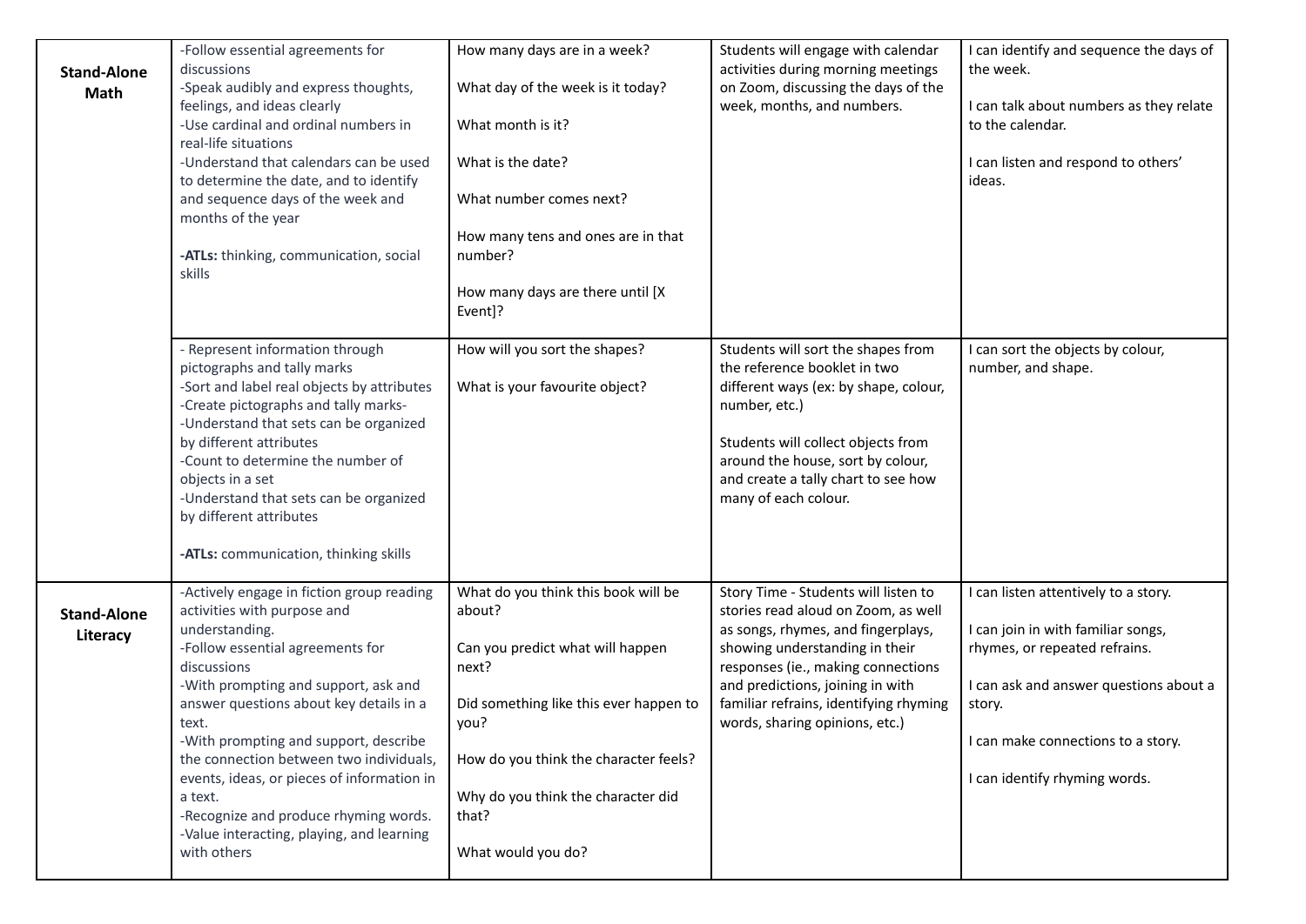| | | | | |
|---|---|---|---|---|
| **Stand-Alone Math** | -Follow essential agreements for discussions<br>-Speak audibly and express thoughts, feelings, and ideas clearly<br>-Use cardinal and ordinal numbers in real-life situations<br>-Understand that calendars can be used to determine the date, and to identify and sequence days of the week and months of the year<br><br>**-ATLs:** thinking, communication, social skills | How many days are in a week?<br><br>What day of the week is it today?<br><br>What month is it?<br><br>What is the date?<br><br>What number comes next?<br><br>How many tens and ones are in that number?<br><br>How many days are there until [X Event]? | Students will engage with calendar activities during morning meetings on Zoom, discussing the days of the week, months, and numbers. | I can identify and sequence the days of the week.<br><br>I can talk about numbers as they relate to the calendar.<br><br>I can listen and respond to others' ideas. |
| | - Represent information through pictographs and tally marks<br>-Sort and label real objects by attributes<br>-Create pictographs and tally marks-<br>-Understand that sets can be organized by different attributes<br>-Count to determine the number of objects in a set<br>-Understand that sets can be organized by different attributes<br><br>**-ATLs:** communication, thinking skills | How will you sort the shapes?<br><br>What is your favourite object? | Students will sort the shapes from the reference booklet in two different ways (ex: by shape, colour, number, etc.)<br><br>Students will collect objects from around the house, sort by colour, and create a tally chart to see how many of each colour. | I can sort the objects by colour, number, and shape. |
| **Stand-Alone Literacy** | -Actively engage in fiction group reading activities with purpose and understanding.<br>-Follow essential agreements for discussions<br>-With prompting and support, ask and answer questions about key details in a text.<br>-With prompting and support, describe the connection between two individuals, events, ideas, or pieces of information in a text.<br>-Recognize and produce rhyming words.<br>-Value interacting, playing, and learning with others | What do you think this book will be about?<br><br>Can you predict what will happen next?<br><br>Did something like this ever happen to you?<br><br>How do you think the character feels?<br><br>Why do you think the character did that?<br><br>What would you do? | Story Time - Students will listen to stories read aloud on Zoom, as well as songs, rhymes, and fingerplays, showing understanding in their responses (ie., making connections and predictions, joining in with familiar refrains, identifying rhyming words, sharing opinions, etc.) | I can listen attentively to a story.<br><br>I can join in with familiar songs, rhymes, or repeated refrains.<br><br>I can ask and answer questions about a story.<br><br>I can make connections to a story.<br><br>I can identify rhyming words. |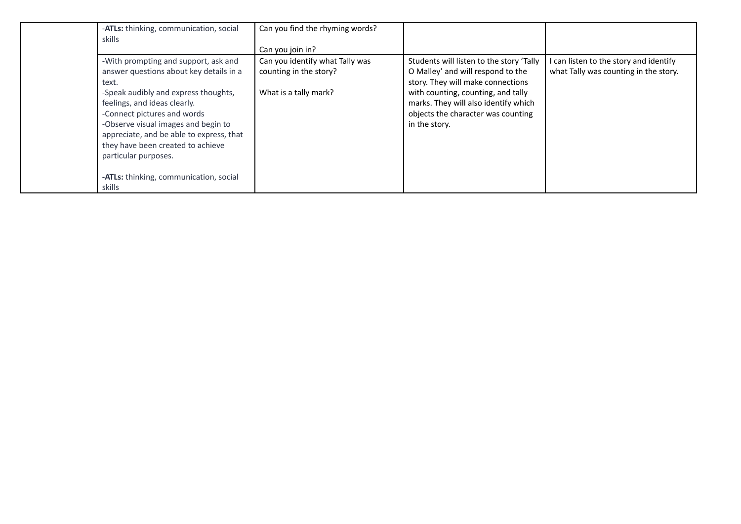| | | | | |
|---|---|---|---|---|
| | -**ATLs:** thinking, communication, social skills | Can you find the rhyming words?<br><br>Can you join in? | | |
| | -With prompting and support, ask and answer questions about key details in a text.<br>-Speak audibly and express thoughts, feelings, and ideas clearly.<br>-Connect pictures and words<br>-Observe visual images and begin to appreciate, and be able to express, that they have been created to achieve particular purposes.<br><br>-**ATLs:** thinking, communication, social skills | Can you identify what Tally was counting in the story?<br><br>What is a tally mark? | Students will listen to the story 'Tally O Malley' and will respond to the story. They will make connections with counting, counting, and tally marks. They will also identify which objects the character was counting in the story. | I can listen to the story and identify what Tally was counting in the story. |